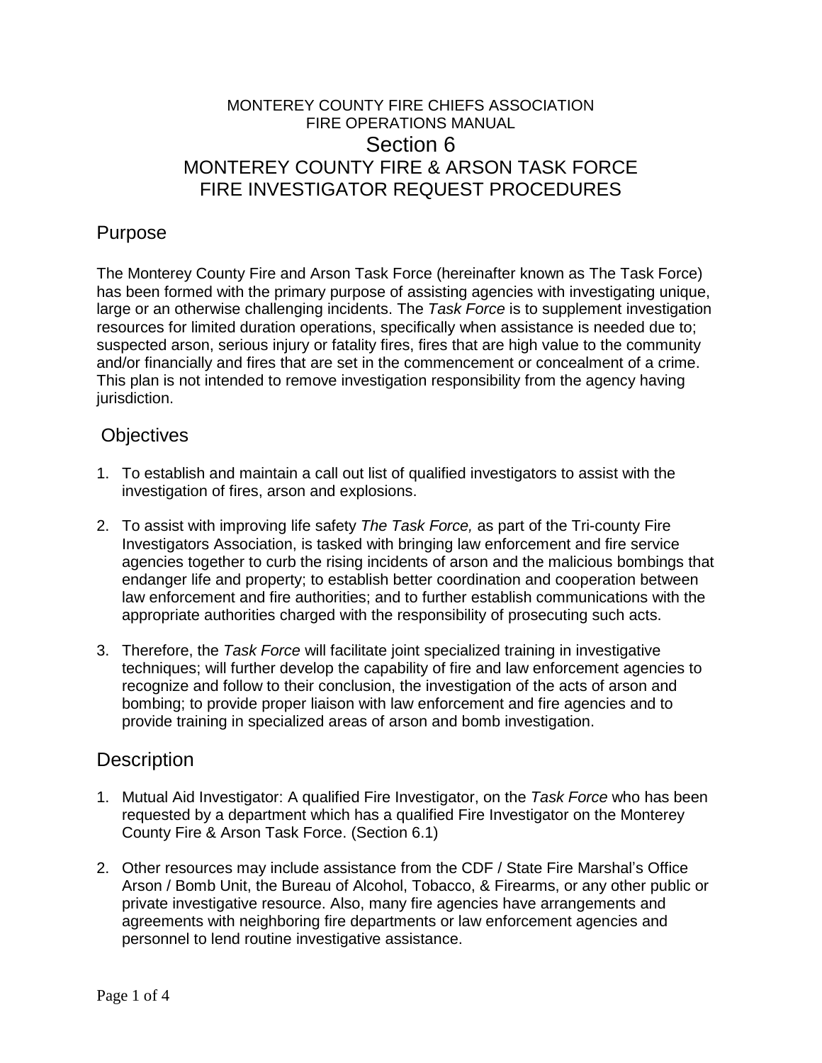MONTEREY COUNTY FIRE CHIEFS ASSOCIATION
FIRE OPERATIONS MANUAL

# Section 6

# MONTEREY COUNTY FIRE & ARSON TASK FORCE
# FIRE INVESTIGATOR REQUEST PROCEDURES

## Purpose

The Monterey County Fire and Arson Task Force (hereinafter known as The Task Force) has been formed with the primary purpose of assisting agencies with investigating unique, large or an otherwise challenging incidents. The *Task Force* is to supplement investigation resources for limited duration operations, specifically when assistance is needed due to; suspected arson, serious injury or fatality fires, fires that are high value to the community and/or financially and fires that are set in the commencement or concealment of a crime. This plan is not intended to remove investigation responsibility from the agency having jurisdiction.

## Objectives

1. To establish and maintain a call out list of qualified investigators to assist with the investigation of fires, arson and explosions.

2. To assist with improving life safety *The Task Force,* as part of the Tri-county Fire Investigators Association, is tasked with bringing law enforcement and fire service agencies together to curb the rising incidents of arson and the malicious bombings that endanger life and property; to establish better coordination and cooperation between law enforcement and fire authorities; and to further establish communications with the appropriate authorities charged with the responsibility of prosecuting such acts.

3. Therefore, the *Task Force* will facilitate joint specialized training in investigative techniques; will further develop the capability of fire and law enforcement agencies to recognize and follow to their conclusion, the investigation of the acts of arson and bombing; to provide proper liaison with law enforcement and fire agencies and to provide training in specialized areas of arson and bomb investigation.

## Description

1. Mutual Aid Investigator: A qualified Fire Investigator, on the *Task Force* who has been requested by a department which has a qualified Fire Investigator on the Monterey County Fire & Arson Task Force. (Section 6.1)

2. Other resources may include assistance from the CDF / State Fire Marshal's Office Arson / Bomb Unit, the Bureau of Alcohol, Tobacco, & Firearms, or any other public or private investigative resource. Also, many fire agencies have arrangements and agreements with neighboring fire departments or law enforcement agencies and personnel to lend routine investigative assistance.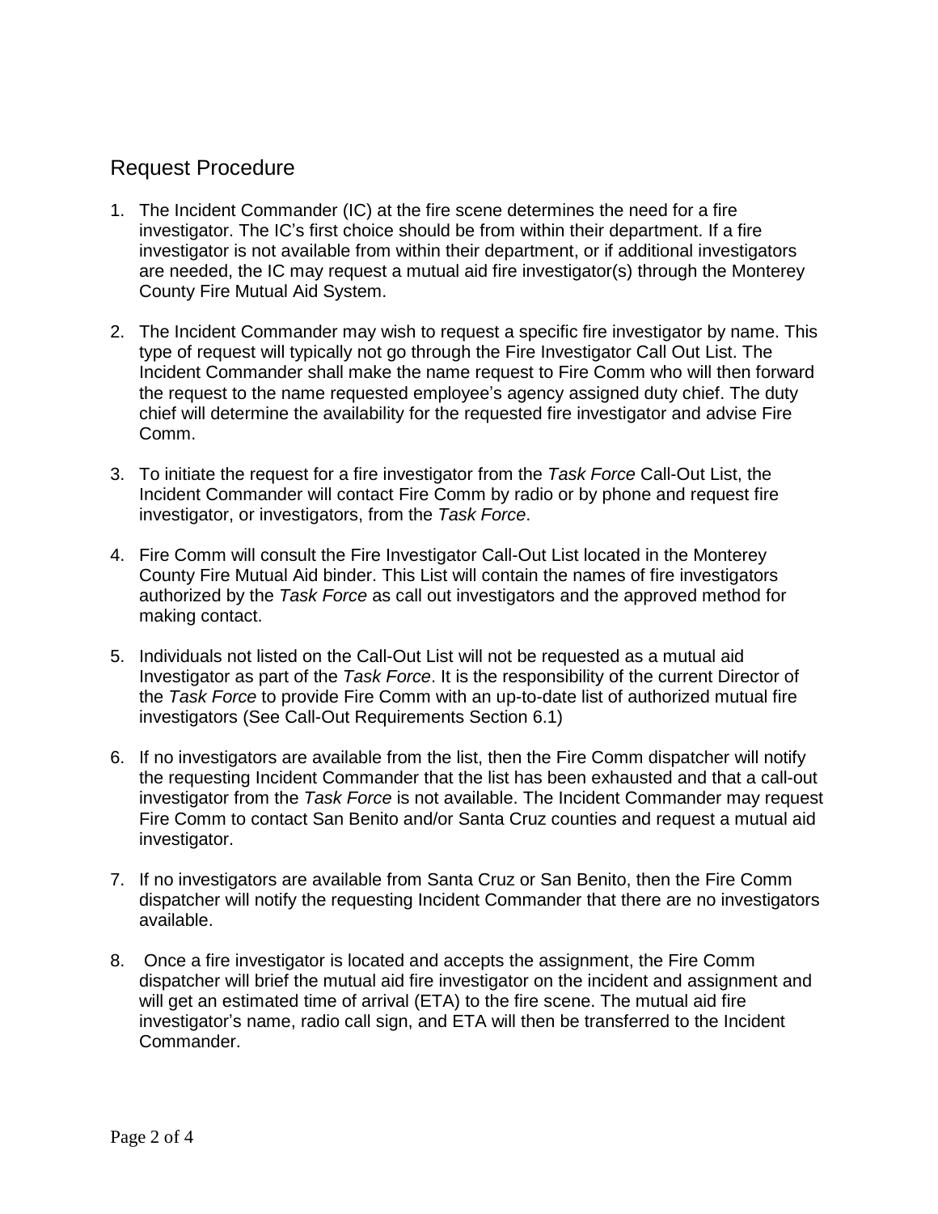## Request Procedure

1. The Incident Commander (IC) at the fire scene determines the need for a fire investigator. The IC's first choice should be from within their department. If a fire investigator is not available from within their department, or if additional investigators are needed, the IC may request a mutual aid fire investigator(s) through the Monterey County Fire Mutual Aid System.

2. The Incident Commander may wish to request a specific fire investigator by name. This type of request will typically not go through the Fire Investigator Call Out List. The Incident Commander shall make the name request to Fire Comm who will then forward the request to the name requested employee's agency assigned duty chief. The duty chief will determine the availability for the requested fire investigator and advise Fire Comm.

3. To initiate the request for a fire investigator from the *Task Force* Call-Out List, the Incident Commander will contact Fire Comm by radio or by phone and request fire investigator, or investigators, from the *Task Force*.

4. Fire Comm will consult the Fire Investigator Call-Out List located in the Monterey County Fire Mutual Aid binder. This List will contain the names of fire investigators authorized by the *Task Force* as call out investigators and the approved method for making contact.

5. Individuals not listed on the Call-Out List will not be requested as a mutual aid Investigator as part of the *Task Force*. It is the responsibility of the current Director of the *Task Force* to provide Fire Comm with an up-to-date list of authorized mutual fire investigators (See Call-Out Requirements Section 6.1)

6. If no investigators are available from the list, then the Fire Comm dispatcher will notify the requesting Incident Commander that the list has been exhausted and that a call-out investigator from the *Task Force* is not available. The Incident Commander may request Fire Comm to contact San Benito and/or Santa Cruz counties and request a mutual aid investigator.

7. If no investigators are available from Santa Cruz or San Benito, then the Fire Comm dispatcher will notify the requesting Incident Commander that there are no investigators available.

8. Once a fire investigator is located and accepts the assignment, the Fire Comm dispatcher will brief the mutual aid fire investigator on the incident and assignment and will get an estimated time of arrival (ETA) to the fire scene. The mutual aid fire investigator's name, radio call sign, and ETA will then be transferred to the Incident Commander.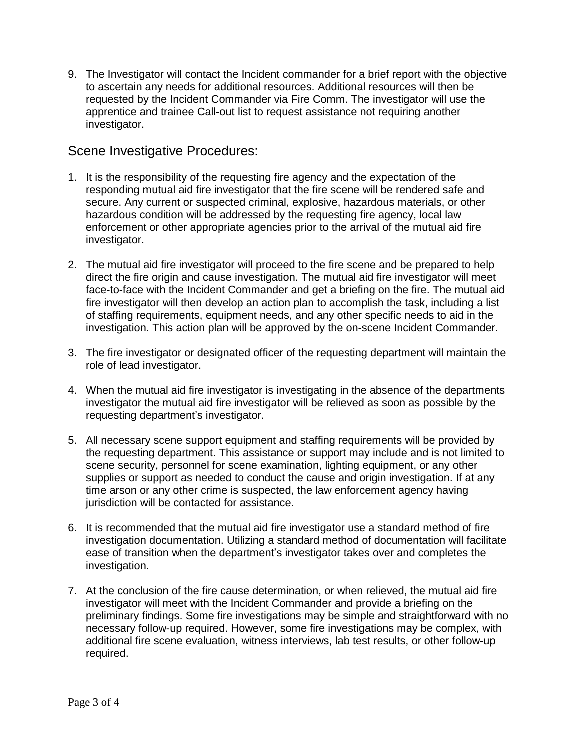9. The Investigator will contact the Incident commander for a brief report with the objective to ascertain any needs for additional resources. Additional resources will then be requested by the Incident Commander via Fire Comm. The investigator will use the apprentice and trainee Call-out list to request assistance not requiring another investigator.

## Scene Investigative Procedures:

1. It is the responsibility of the requesting fire agency and the expectation of the responding mutual aid fire investigator that the fire scene will be rendered safe and secure. Any current or suspected criminal, explosive, hazardous materials, or other hazardous condition will be addressed by the requesting fire agency, local law enforcement or other appropriate agencies prior to the arrival of the mutual aid fire investigator.

2. The mutual aid fire investigator will proceed to the fire scene and be prepared to help direct the fire origin and cause investigation. The mutual aid fire investigator will meet face-to-face with the Incident Commander and get a briefing on the fire. The mutual aid fire investigator will then develop an action plan to accomplish the task, including a list of staffing requirements, equipment needs, and any other specific needs to aid in the investigation. This action plan will be approved by the on-scene Incident Commander.

3. The fire investigator or designated officer of the requesting department will maintain the role of lead investigator.

4. When the mutual aid fire investigator is investigating in the absence of the departments investigator the mutual aid fire investigator will be relieved as soon as possible by the requesting department's investigator.

5. All necessary scene support equipment and staffing requirements will be provided by the requesting department. This assistance or support may include and is not limited to scene security, personnel for scene examination, lighting equipment, or any other supplies or support as needed to conduct the cause and origin investigation. If at any time arson or any other crime is suspected, the law enforcement agency having jurisdiction will be contacted for assistance.

6. It is recommended that the mutual aid fire investigator use a standard method of fire investigation documentation. Utilizing a standard method of documentation will facilitate ease of transition when the department's investigator takes over and completes the investigation.

7. At the conclusion of the fire cause determination, or when relieved, the mutual aid fire investigator will meet with the Incident Commander and provide a briefing on the preliminary findings. Some fire investigations may be simple and straightforward with no necessary follow-up required. However, some fire investigations may be complex, with additional fire scene evaluation, witness interviews, lab test results, or other follow-up required.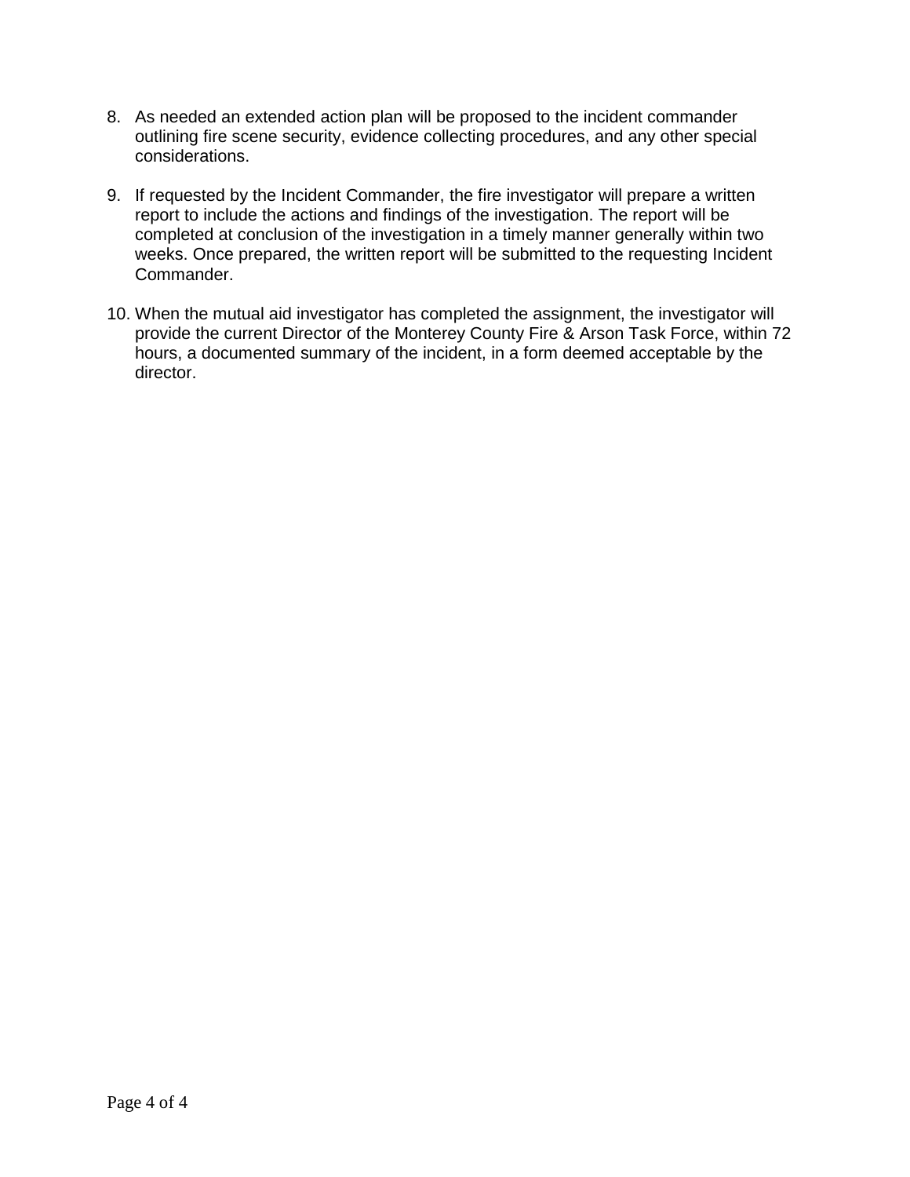8. As needed an extended action plan will be proposed to the incident commander outlining fire scene security, evidence collecting procedures, and any other special considerations.

9. If requested by the Incident Commander, the fire investigator will prepare a written report to include the actions and findings of the investigation. The report will be completed at conclusion of the investigation in a timely manner generally within two weeks. Once prepared, the written report will be submitted to the requesting Incident Commander.

10. When the mutual aid investigator has completed the assignment, the investigator will provide the current Director of the Monterey County Fire & Arson Task Force, within 72 hours, a documented summary of the incident, in a form deemed acceptable by the director.